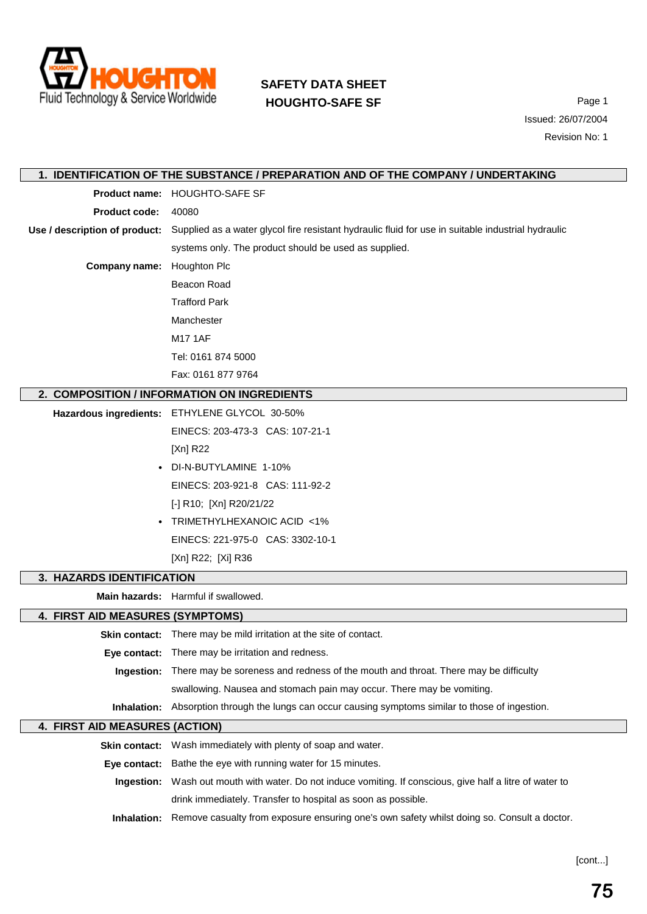# SAFETY DATA SHEET
# HOUGHTO-SAFE SF

Issued: 26/07/2004

Revision No: 1

## 1. IDENTIFICATION OF THE SUBSTANCE / PREPARATION AND OF THE COMPANY / UNDERTAKING

**Product name:** HOUGHTO-SAFE SF

**Product code:** 40080

**Use / description of product:** Supplied as a water glycol fire resistant hydraulic fluid for use in suitable industrial hydraulic systems only. The product should be used as supplied.

**Company name:** Houghton Plc
Beacon Road
Trafford Park
Manchester
M17 1AF
Tel: 0161 874 5000
Fax: 0161 877 9764

## 2. COMPOSITION / INFORMATION ON INGREDIENTS

**Hazardous ingredients:** ETHYLENE GLYCOL 30-50%
EINECS: 203-473-3 CAS: 107-21-1
[Xn] R22

- DI-N-BUTYLAMINE 1-10%
  EINECS: 203-921-8 CAS: 111-92-2
  [-] R10; [Xn] R20/21/22
- TRIMETHYLHEXANOIC ACID <1%
  EINECS: 221-975-0 CAS: 3302-10-1
  [Xn] R22; [Xi] R36

## 3. HAZARDS IDENTIFICATION

**Main hazards:** Harmful if swallowed.

## 4. FIRST AID MEASURES (SYMPTOMS)

**Skin contact:** There may be mild irritation at the site of contact.

**Eye contact:** There may be irritation and redness.

**Ingestion:** There may be soreness and redness of the mouth and throat. There may be difficulty swallowing. Nausea and stomach pain may occur. There may be vomiting.

**Inhalation:** Absorption through the lungs can occur causing symptoms similar to those of ingestion.

## 4. FIRST AID MEASURES (ACTION)

**Skin contact:** Wash immediately with plenty of soap and water.

**Eye contact:** Bathe the eye with running water for 15 minutes.

**Ingestion:** Wash out mouth with water. Do not induce vomiting. If conscious, give half a litre of water to drink immediately. Transfer to hospital as soon as possible.

**Inhalation:** Remove casualty from exposure ensuring one's own safety whilst doing so. Consult a doctor.

[cont...]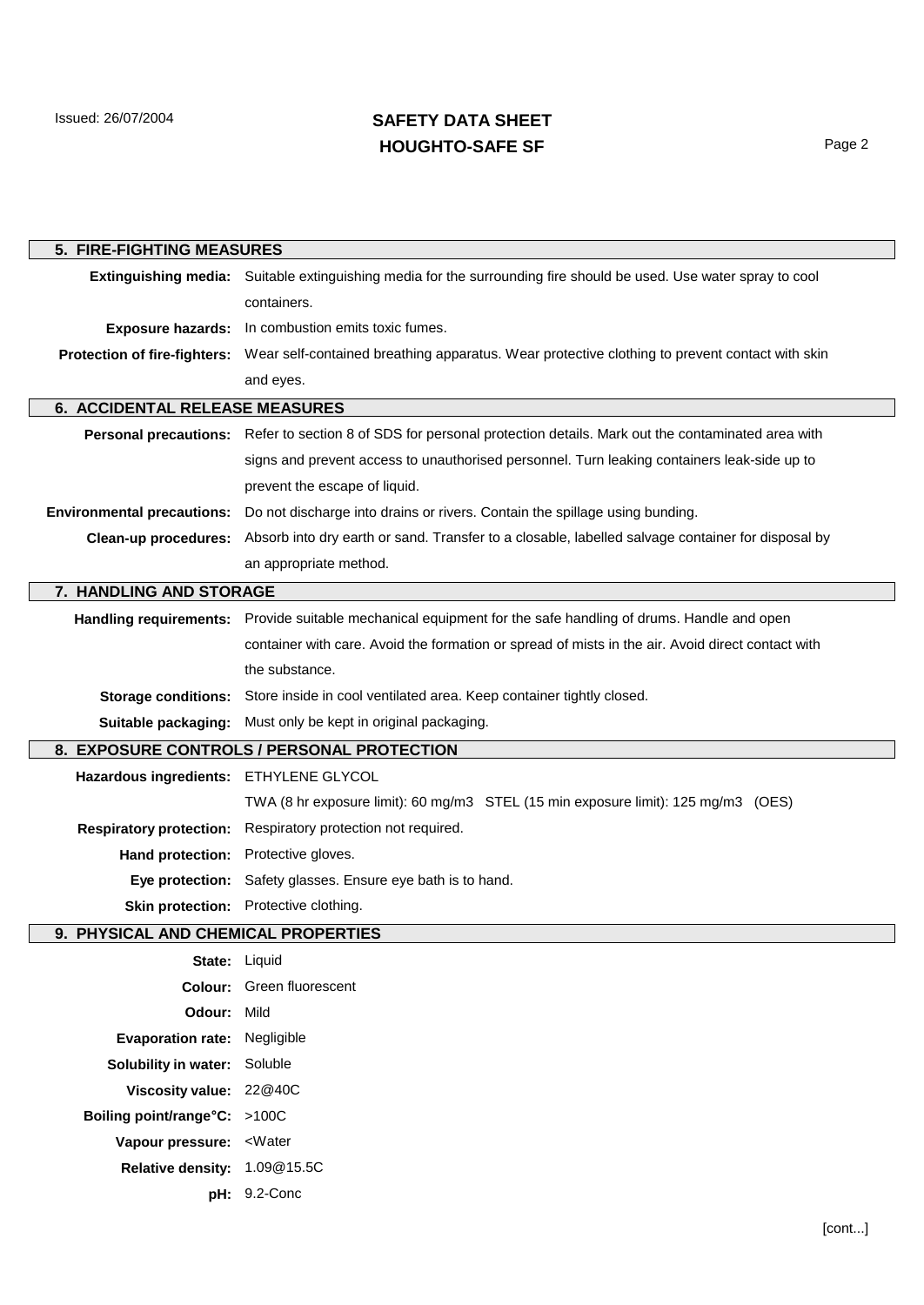## 5. FIRE-FIGHTING MEASURES

**Extinguishing media:** Suitable extinguishing media for the surrounding fire should be used. Use water spray to cool containers.

**Exposure hazards:** In combustion emits toxic fumes.

**Protection of fire-fighters:** Wear self-contained breathing apparatus. Wear protective clothing to prevent contact with skin and eyes.

## 6. ACCIDENTAL RELEASE MEASURES

**Personal precautions:** Refer to section 8 of SDS for personal protection details. Mark out the contaminated area with signs and prevent access to unauthorised personnel. Turn leaking containers leak-side up to prevent the escape of liquid.

**Environmental precautions:** Do not discharge into drains or rivers. Contain the spillage using bunding.

**Clean-up procedures:** Absorb into dry earth or sand. Transfer to a closable, labelled salvage container for disposal by an appropriate method.

## 7. HANDLING AND STORAGE

**Handling requirements:** Provide suitable mechanical equipment for the safe handling of drums. Handle and open container with care. Avoid the formation or spread of mists in the air. Avoid direct contact with the substance.

**Storage conditions:** Store inside in cool ventilated area. Keep container tightly closed.

**Suitable packaging:** Must only be kept in original packaging.

## 8. EXPOSURE CONTROLS / PERSONAL PROTECTION

**Hazardous ingredients:** ETHYLENE GLYCOL

TWA (8 hr exposure limit): 60 mg/m3 STEL (15 min exposure limit): 125 mg/m3 (OES)

**Respiratory protection:** Respiratory protection not required.

**Hand protection:** Protective gloves.

**Eye protection:** Safety glasses. Ensure eye bath is to hand.

**Skin protection:** Protective clothing.

## 9. PHYSICAL AND CHEMICAL PROPERTIES

**State:** Liquid

**Colour:** Green fluorescent

**Odour:** Mild

**Evaporation rate:** Negligible

**Solubility in water:** Soluble

**Viscosity value:** 22@40C

**Boiling point/range°C:** >100C

**Vapour pressure:** <Water

**Relative density:** 1.09@15.5C

**pH:** 9.2-Conc

[cont...]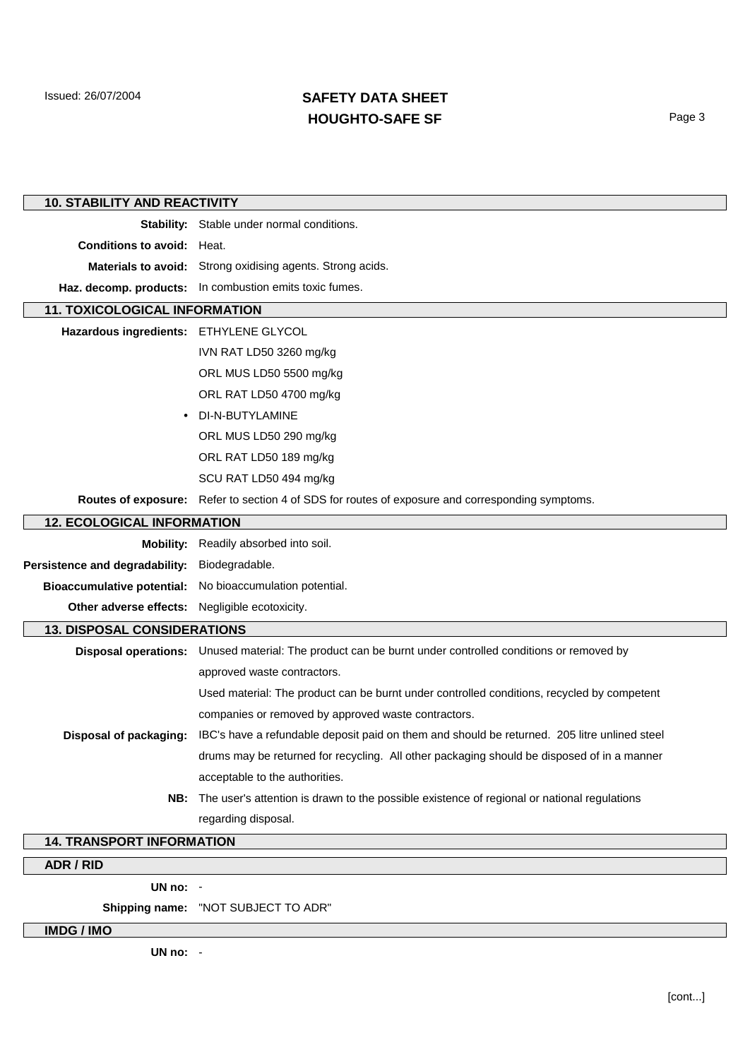## 10. STABILITY AND REACTIVITY

**Stability:** Stable under normal conditions.

**Conditions to avoid:** Heat.

**Materials to avoid:** Strong oxidising agents. Strong acids.

**Haz. decomp. products:** In combustion emits toxic fumes.

## 11. TOXICOLOGICAL INFORMATION

**Hazardous ingredients:** ETHYLENE GLYCOL

IVN RAT LD50 3260 mg/kg

ORL MUS LD50 5500 mg/kg

ORL RAT LD50 4700 mg/kg

- DI-N-BUTYLAMINE

ORL MUS LD50 290 mg/kg

ORL RAT LD50 189 mg/kg

SCU RAT LD50 494 mg/kg

**Routes of exposure:** Refer to section 4 of SDS for routes of exposure and corresponding symptoms.

## 12. ECOLOGICAL INFORMATION

**Mobility:** Readily absorbed into soil.

**Persistence and degradability:** Biodegradable.

**Bioaccumulative potential:** No bioaccumulation potential.

**Other adverse effects:** Negligible ecotoxicity.

## 13. DISPOSAL CONSIDERATIONS

**Disposal operations:** Unused material: The product can be burnt under controlled conditions or removed by approved waste contractors.

Used material: The product can be burnt under controlled conditions, recycled by competent companies or removed by approved waste contractors.

**Disposal of packaging:** IBC's have a refundable deposit paid on them and should be returned. 205 litre unlined steel drums may be returned for recycling. All other packaging should be disposed of in a manner acceptable to the authorities.

**NB:** The user's attention is drawn to the possible existence of regional or national regulations regarding disposal.

## 14. TRANSPORT INFORMATION

### ADR / RID

**UN no:** -

**Shipping name:** "NOT SUBJECT TO ADR"

### IMDG / IMO

**UN no:** -

[cont...]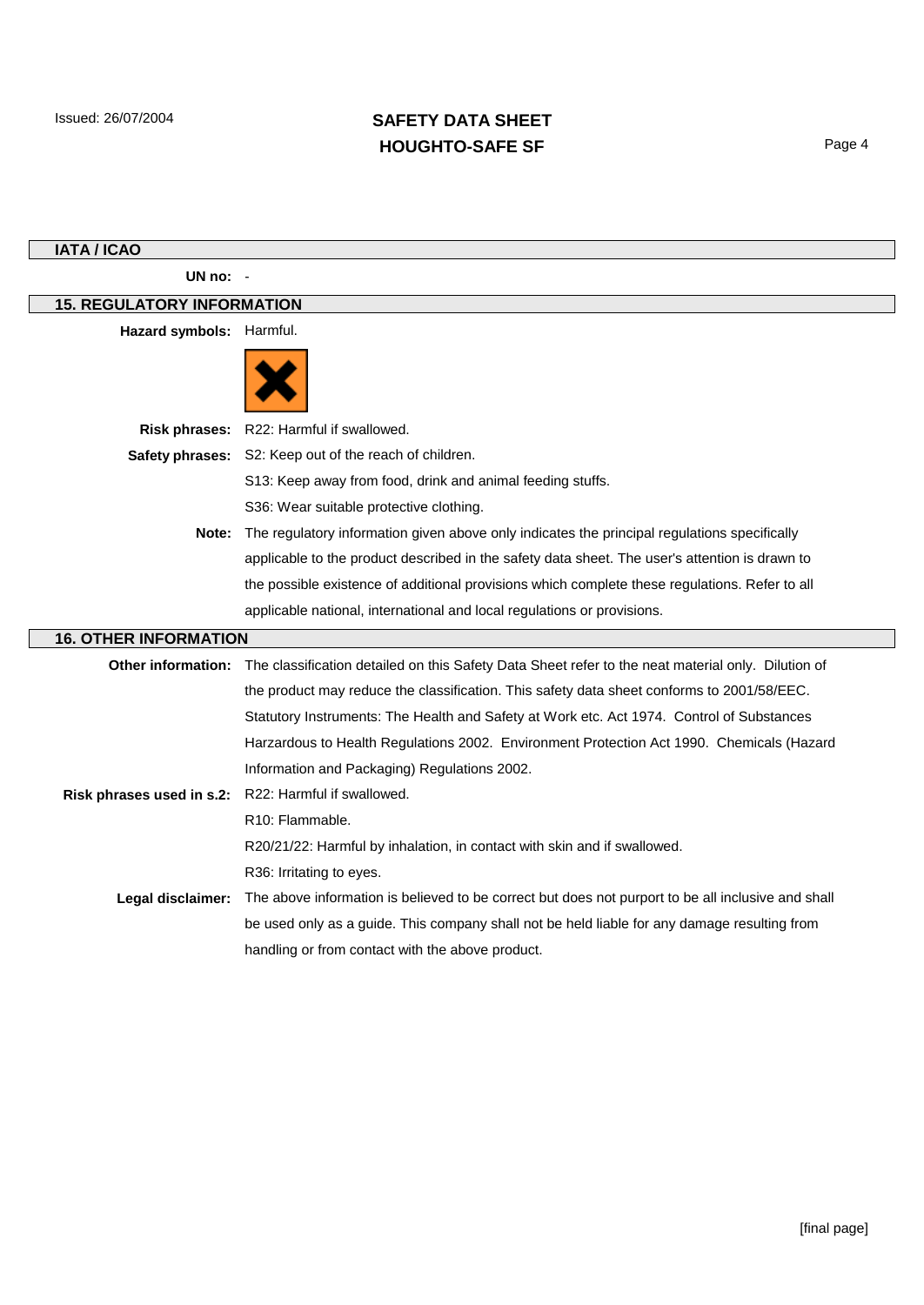## IATA / ICAO

**UN no:** -

## 15. REGULATORY INFORMATION

**Hazard symbols:** Harmful.

**Risk phrases:** R22: Harmful if swallowed.

**Safety phrases:** S2: Keep out of the reach of children.

S13: Keep away from food, drink and animal feeding stuffs.

S36: Wear suitable protective clothing.

**Note:** The regulatory information given above only indicates the principal regulations specifically applicable to the product described in the safety data sheet. The user's attention is drawn to the possible existence of additional provisions which complete these regulations. Refer to all applicable national, international and local regulations or provisions.

## 16. OTHER INFORMATION

**Other information:** The classification detailed on this Safety Data Sheet refer to the neat material only. Dilution of the product may reduce the classification. This safety data sheet conforms to 2001/58/EEC. Statutory Instruments: The Health and Safety at Work etc. Act 1974. Control of Substances Harzardous to Health Regulations 2002. Environment Protection Act 1990. Chemicals (Hazard Information and Packaging) Regulations 2002.

**Risk phrases used in s.2:** R22: Harmful if swallowed.

R10: Flammable.

R20/21/22: Harmful by inhalation, in contact with skin and if swallowed.

R36: Irritating to eyes.

**Legal disclaimer:** The above information is believed to be correct but does not purport to be all inclusive and shall be used only as a guide. This company shall not be held liable for any damage resulting from handling or from contact with the above product.

[final page]